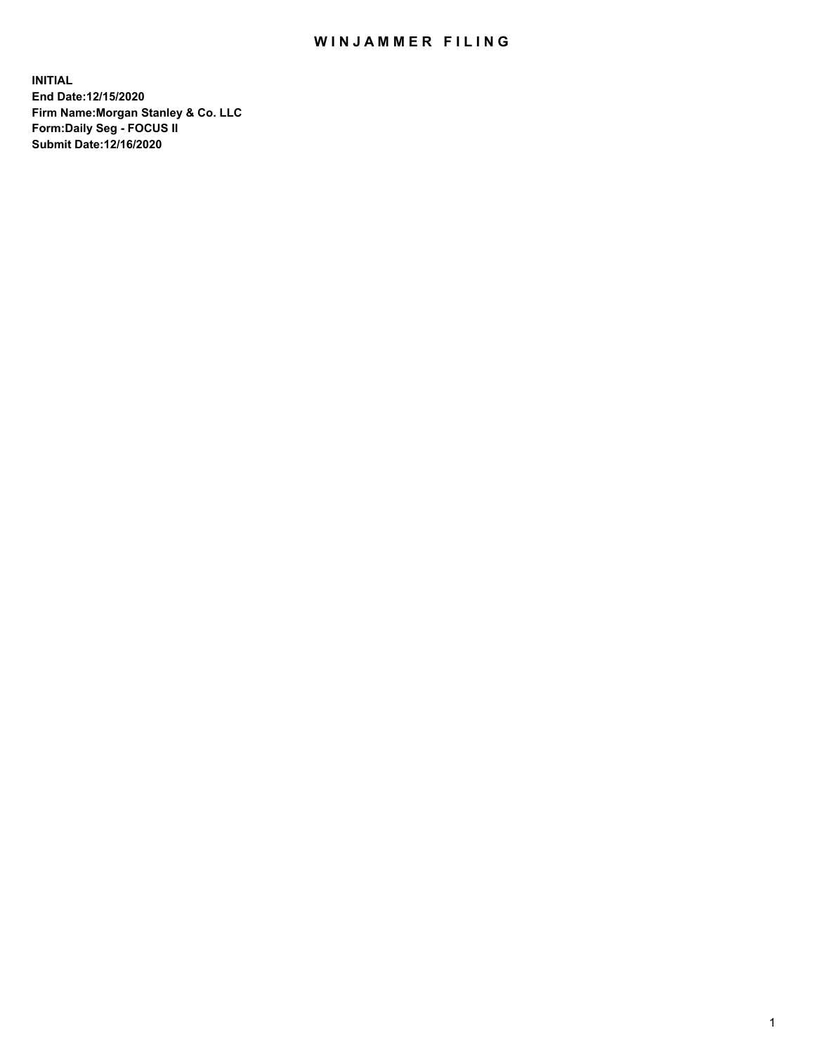# WINJAMMER FILING

**INITIAL**
**End Date:12/15/2020**
**Firm Name:Morgan Stanley & Co. LLC**
**Form:Daily Seg - FOCUS II**
**Submit Date:12/16/2020**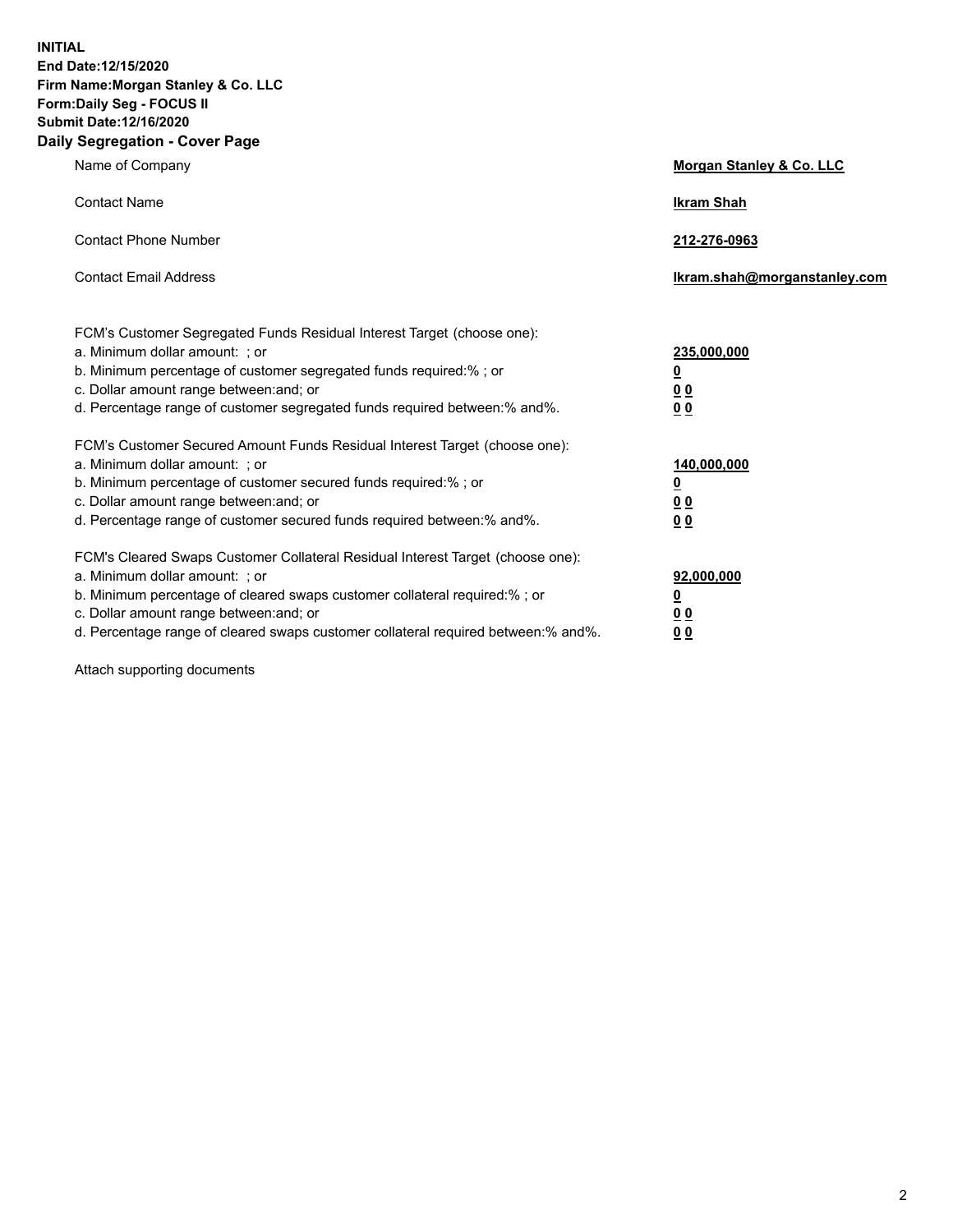**INITIAL**
**End Date:12/15/2020**
**Firm Name:Morgan Stanley & Co. LLC**
**Form:Daily Seg - FOCUS II**
**Submit Date:12/16/2020**

## Daily Segregation - Cover Page

| | |
|---|---|
| Name of Company | **Morgan Stanley & Co. LLC** |
| Contact Name | **Ikram Shah** |
| Contact Phone Number | **212-276-0963** |
| Contact Email Address | **Ikram.shah@morganstanley.com** |

FCM's Customer Segregated Funds Residual Interest Target (choose one):

| | |
|---|---|
| a. Minimum dollar amount: ; or | **235,000,000** |
| b. Minimum percentage of customer segregated funds required:% ; or | **0** |
| c. Dollar amount range between:and; or | **0 0** |
| d. Percentage range of customer segregated funds required between:% and%. | **0 0** |

FCM's Customer Secured Amount Funds Residual Interest Target (choose one):

| | |
|---|---|
| a. Minimum dollar amount: ; or | **140,000,000** |
| b. Minimum percentage of customer secured funds required:% ; or | **0** |
| c. Dollar amount range between:and; or | **0 0** |
| d. Percentage range of customer secured funds required between:% and%. | **0 0** |

FCM's Cleared Swaps Customer Collateral Residual Interest Target (choose one):

| | |
|---|---|
| a. Minimum dollar amount: ; or | **92,000,000** |
| b. Minimum percentage of cleared swaps customer collateral required:% ; or | **0** |
| c. Dollar amount range between:and; or | **0 0** |
| d. Percentage range of cleared swaps customer collateral required between:% and%. | **0 0** |

Attach supporting documents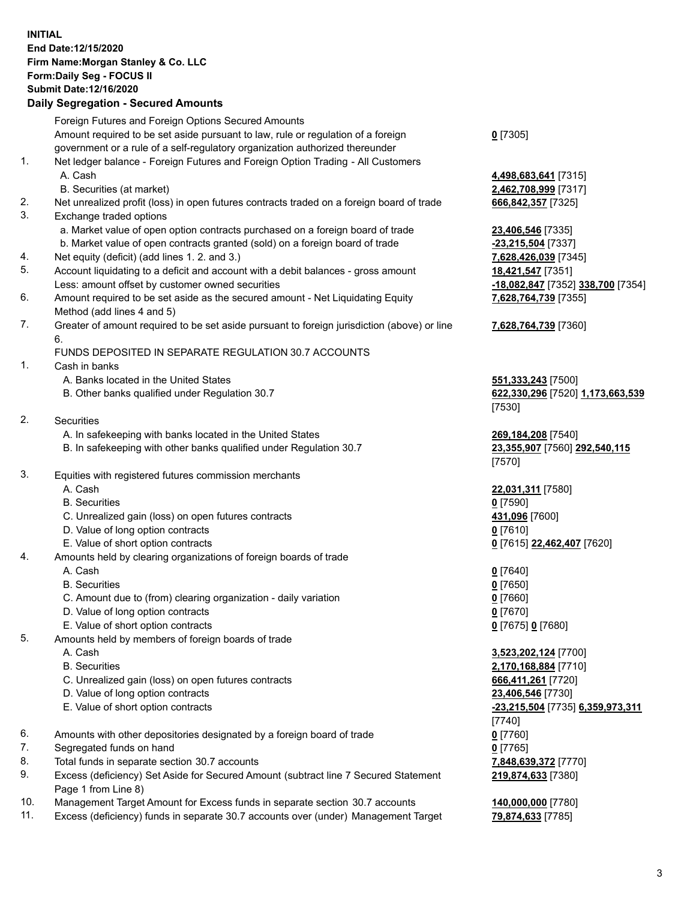**INITIAL**
**End Date:12/15/2020**
**Firm Name:Morgan Stanley & Co. LLC**
**Form:Daily Seg - FOCUS II**
**Submit Date:12/16/2020**

**Daily Segregation - Secured Amounts**

| | | |
|---|---|---|
| | Foreign Futures and Foreign Options Secured Amounts | |
| | Amount required to be set aside pursuant to law, rule or regulation of a foreign government or a rule of a self-regulatory organization authorized thereunder | **0** [7305] |
| 1. | Net ledger balance - Foreign Futures and Foreign Option Trading - All Customers | |
| | A. Cash | **4,498,683,641** [7315] |
| | B. Securities (at market) | **2,462,708,999** [7317] |
| 2. | Net unrealized profit (loss) in open futures contracts traded on a foreign board of trade | **666,842,357** [7325] |
| 3. | Exchange traded options | |
| | a. Market value of open option contracts purchased on a foreign board of trade | **23,406,546** [7335] |
| | b. Market value of open contracts granted (sold) on a foreign board of trade | **-23,215,504** [7337] |
| 4. | Net equity (deficit) (add lines 1. 2. and 3.) | **7,628,426,039** [7345] |
| 5. | Account liquidating to a deficit and account with a debit balances - gross amount | **18,421,547** [7351] |
| | Less: amount offset by customer owned securities | **-18,082,847** [7352] **338,700** [7354] |
| 6. | Amount required to be set aside as the secured amount - Net Liquidating Equity Method (add lines 4 and 5) | **7,628,764,739** [7355] |
| 7. | Greater of amount required to be set aside pursuant to foreign jurisdiction (above) or line 6. | **7,628,764,739** [7360] |
| | FUNDS DEPOSITED IN SEPARATE REGULATION 30.7 ACCOUNTS | |
| 1. | Cash in banks | |
| | A. Banks located in the United States | **551,333,243** [7500] |
| | B. Other banks qualified under Regulation 30.7 | **622,330,296** [7520] **1,173,663,539** [7530] |
| 2. | Securities | |
| | A. In safekeeping with banks located in the United States | **269,184,208** [7540] |
| | B. In safekeeping with other banks qualified under Regulation 30.7 | **23,355,907** [7560] **292,540,115** [7570] |
| 3. | Equities with registered futures commission merchants | |
| | A. Cash | **22,031,311** [7580] |
| | B. Securities | **0** [7590] |
| | C. Unrealized gain (loss) on open futures contracts | **431,096** [7600] |
| | D. Value of long option contracts | **0** [7610] |
| | E. Value of short option contracts | **0** [7615] **22,462,407** [7620] |
| 4. | Amounts held by clearing organizations of foreign boards of trade | |
| | A. Cash | **0** [7640] |
| | B. Securities | **0** [7650] |
| | C. Amount due to (from) clearing organization - daily variation | **0** [7660] |
| | D. Value of long option contracts | **0** [7670] |
| | E. Value of short option contracts | **0** [7675] **0** [7680] |
| 5. | Amounts held by members of foreign boards of trade | |
| | A. Cash | **3,523,202,124** [7700] |
| | B. Securities | **2,170,168,884** [7710] |
| | C. Unrealized gain (loss) on open futures contracts | **666,411,261** [7720] |
| | D. Value of long option contracts | **23,406,546** [7730] |
| | E. Value of short option contracts | **-23,215,504** [7735] **6,359,973,311** [7740] |
| 6. | Amounts with other depositories designated by a foreign board of trade | **0** [7760] |
| 7. | Segregated funds on hand | **0** [7765] |
| 8. | Total funds in separate section 30.7 accounts | **7,848,639,372** [7770] |
| 9. | Excess (deficiency) Set Aside for Secured Amount (subtract line 7 Secured Statement Page 1 from Line 8) | **219,874,633** [7380] |
| 10. | Management Target Amount for Excess funds in separate section 30.7 accounts | **140,000,000** [7780] |
| 11. | Excess (deficiency) funds in separate 30.7 accounts over (under) Management Target | **79,874,633** [7785] |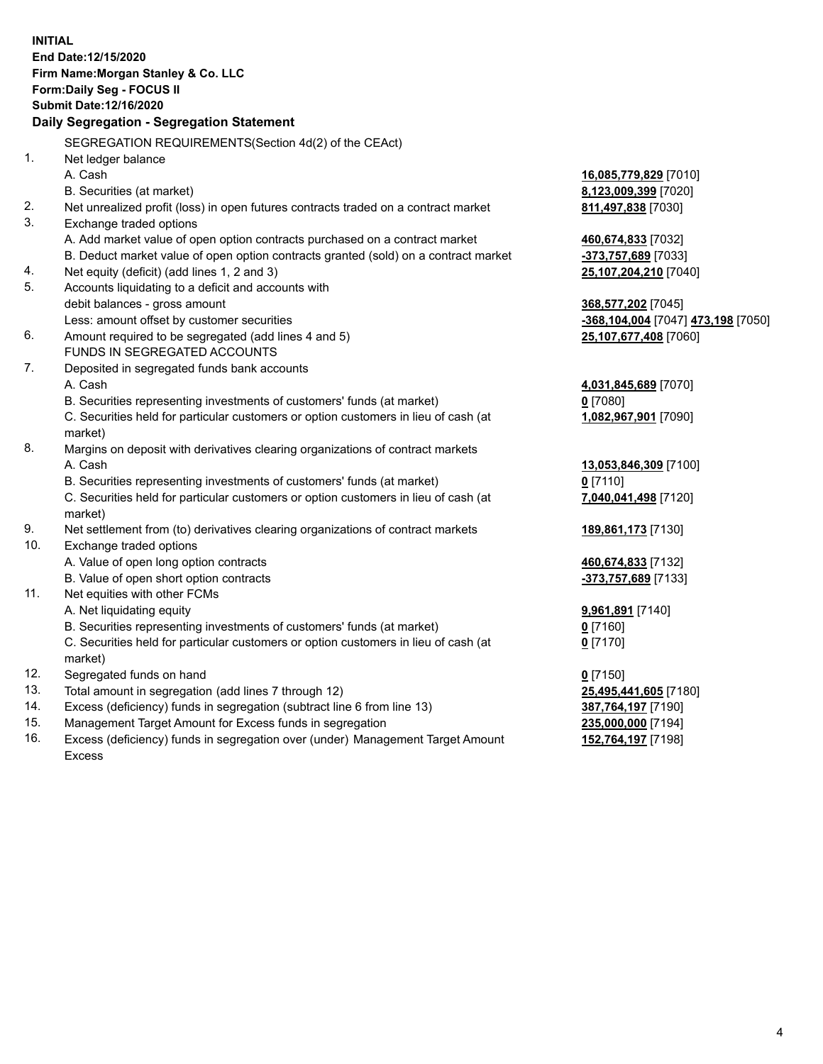**INITIAL**
**End Date:12/15/2020**
**Firm Name:Morgan Stanley & Co. LLC**
**Form:Daily Seg - FOCUS II**
**Submit Date:12/16/2020**

**Daily Segregation - Segregation Statement**

| | | |
|---|---|---|
| | SEGREGATION REQUIREMENTS(Section 4d(2) of the CEAct) | |
| 1. | Net ledger balance | |
| | A. Cash | **16,085,779,829** [7010] |
| | B. Securities (at market) | **8,123,009,399** [7020] |
| 2. | Net unrealized profit (loss) in open futures contracts traded on a contract market | **811,497,838** [7030] |
| 3. | Exchange traded options | |
| | A. Add market value of open option contracts purchased on a contract market | **460,674,833** [7032] |
| | B. Deduct market value of open option contracts granted (sold) on a contract market | **-373,757,689** [7033] |
| 4. | Net equity (deficit) (add lines 1, 2 and 3) | **25,107,204,210** [7040] |
| 5. | Accounts liquidating to a deficit and accounts with debit balances - gross amount | **368,577,202** [7045] |
| | Less: amount offset by customer securities | **-368,104,004** [7047] **473,198** [7050] |
| 6. | Amount required to be segregated (add lines 4 and 5) | **25,107,677,408** [7060] |
| | FUNDS IN SEGREGATED ACCOUNTS | |
| 7. | Deposited in segregated funds bank accounts | |
| | A. Cash | **4,031,845,689** [7070] |
| | B. Securities representing investments of customers' funds (at market) | **0** [7080] |
| | C. Securities held for particular customers or option customers in lieu of cash (at market) | **1,082,967,901** [7090] |
| 8. | Margins on deposit with derivatives clearing organizations of contract markets | |
| | A. Cash | **13,053,846,309** [7100] |
| | B. Securities representing investments of customers' funds (at market) | **0** [7110] |
| | C. Securities held for particular customers or option customers in lieu of cash (at market) | **7,040,041,498** [7120] |
| 9. | Net settlement from (to) derivatives clearing organizations of contract markets | **189,861,173** [7130] |
| 10. | Exchange traded options | |
| | A. Value of open long option contracts | **460,674,833** [7132] |
| | B. Value of open short option contracts | **-373,757,689** [7133] |
| 11. | Net equities with other FCMs | |
| | A. Net liquidating equity | **9,961,891** [7140] |
| | B. Securities representing investments of customers' funds (at market) | **0** [7160] |
| | C. Securities held for particular customers or option customers in lieu of cash (at market) | **0** [7170] |
| 12. | Segregated funds on hand | **0** [7150] |
| 13. | Total amount in segregation (add lines 7 through 12) | **25,495,441,605** [7180] |
| 14. | Excess (deficiency) funds in segregation (subtract line 6 from line 13) | **387,764,197** [7190] |
| 15. | Management Target Amount for Excess funds in segregation | **235,000,000** [7194] |
| 16. | Excess (deficiency) funds in segregation over (under) Management Target Amount Excess | **152,764,197** [7198] |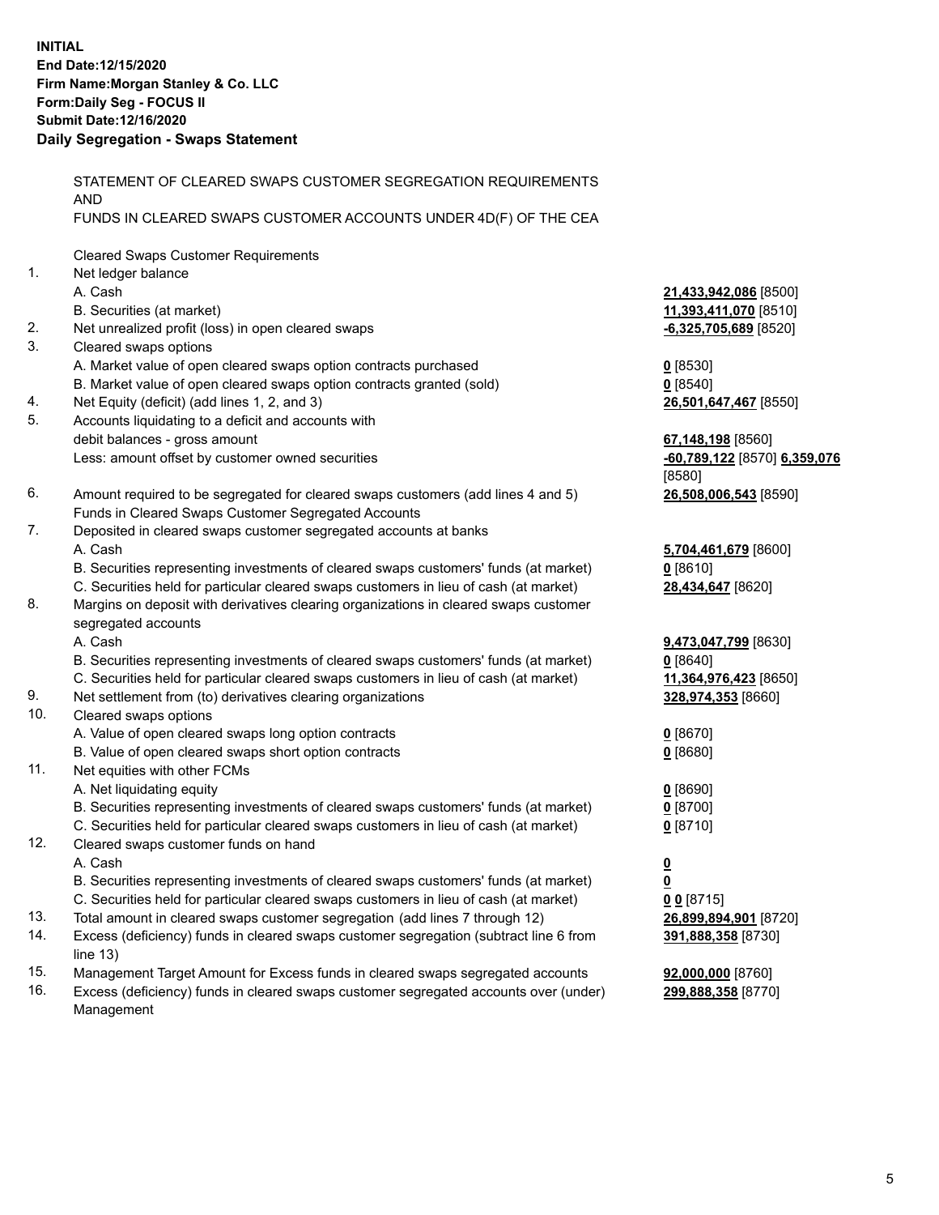**INITIAL**
**End Date:12/15/2020**
**Firm Name:Morgan Stanley & Co. LLC**
**Form:Daily Seg - FOCUS II**
**Submit Date:12/16/2020**
**Daily Segregation - Swaps Statement**

STATEMENT OF CLEARED SWAPS CUSTOMER SEGREGATION REQUIREMENTS AND FUNDS IN CLEARED SWAPS CUSTOMER ACCOUNTS UNDER 4D(F) OF THE CEA

| | | |
|---|---|---|
| | Cleared Swaps Customer Requirements | |
| 1. | Net ledger balance | |
| | A. Cash | **21,433,942,086** [8500] |
| | B. Securities (at market) | **11,393,411,070** [8510] |
| 2. | Net unrealized profit (loss) in open cleared swaps | **-6,325,705,689** [8520] |
| 3. | Cleared swaps options | |
| | A. Market value of open cleared swaps option contracts purchased | **0** [8530] |
| | B. Market value of open cleared swaps option contracts granted (sold) | **0** [8540] |
| 4. | Net Equity (deficit) (add lines 1, 2, and 3) | **26,501,647,467** [8550] |
| 5. | Accounts liquidating to a deficit and accounts with | |
| | debit balances - gross amount | **67,148,198** [8560] |
| | Less: amount offset by customer owned securities | **-60,789,122** [8570] **6,359,076** [8580] |
| 6. | Amount required to be segregated for cleared swaps customers (add lines 4 and 5) | **26,508,006,543** [8590] |
| | Funds in Cleared Swaps Customer Segregated Accounts | |
| 7. | Deposited in cleared swaps customer segregated accounts at banks | |
| | A. Cash | **5,704,461,679** [8600] |
| | B. Securities representing investments of cleared swaps customers' funds (at market) | **0** [8610] |
| | C. Securities held for particular cleared swaps customers in lieu of cash (at market) | **28,434,647** [8620] |
| 8. | Margins on deposit with derivatives clearing organizations in cleared swaps customer segregated accounts | |
| | A. Cash | **9,473,047,799** [8630] |
| | B. Securities representing investments of cleared swaps customers' funds (at market) | **0** [8640] |
| | C. Securities held for particular cleared swaps customers in lieu of cash (at market) | **11,364,976,423** [8650] |
| 9. | Net settlement from (to) derivatives clearing organizations | **328,974,353** [8660] |
| 10. | Cleared swaps options | |
| | A. Value of open cleared swaps long option contracts | **0** [8670] |
| | B. Value of open cleared swaps short option contracts | **0** [8680] |
| 11. | Net equities with other FCMs | |
| | A. Net liquidating equity | **0** [8690] |
| | B. Securities representing investments of cleared swaps customers' funds (at market) | **0** [8700] |
| | C. Securities held for particular cleared swaps customers in lieu of cash (at market) | **0** [8710] |
| 12. | Cleared swaps customer funds on hand | |
| | A. Cash | **0** |
| | B. Securities representing investments of cleared swaps customers' funds (at market) | **0** |
| | C. Securities held for particular cleared swaps customers in lieu of cash (at market) | **0** **0** [8715] |
| 13. | Total amount in cleared swaps customer segregation (add lines 7 through 12) | **26,899,894,901** [8720] |
| 14. | Excess (deficiency) funds in cleared swaps customer segregation (subtract line 6 from line 13) | **391,888,358** [8730] |
| 15. | Management Target Amount for Excess funds in cleared swaps segregated accounts | **92,000,000** [8760] |
| 16. | Excess (deficiency) funds in cleared swaps customer segregated accounts over (under) Management | **299,888,358** [8770] |